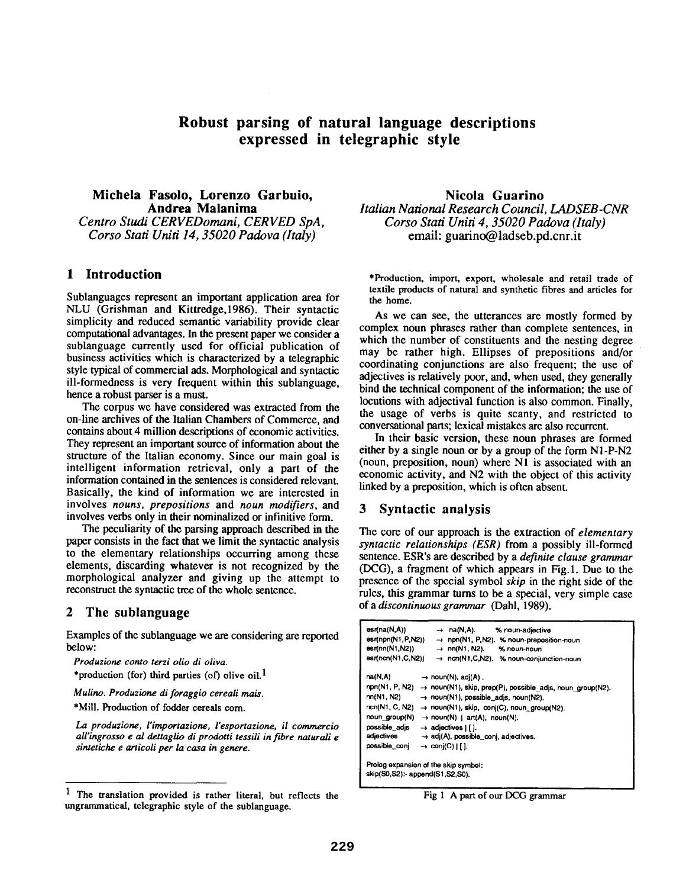# Robust parsing of natural language descriptions expressed in telegraphic style

**Michela Fasolo, Lorenzo Garbuio, Andrea Malanima**
*Centro Studi CERVEDomani, CERVED SpA, Corso Stati Uniti 14, 35020 Padova (Italy)*

**Nicola Guarino**
*Italian National Research Council, LADSEB-CNR Corso Stati Uniti 4, 35020 Padova (Italy)*
email: guarino@ladseb.pd.cnr.it

## 1 Introduction

Sublanguages represent an important application area for NLU (Grishman and Kittredge,1986). Their syntactic simplicity and reduced semantic variability provide clear computational advantages. In the present paper we consider a sublanguage currently used for official publication of business activities which is characterized by a telegraphic style typical of commercial ads. Morphological and syntactic ill-formedness is very frequent within this sublanguage, hence a robust parser is a must.

The corpus we have considered was extracted from the on-line archives of the Italian Chambers of Commerce, and contains about 4 million descriptions of economic activities. They represent an important source of information about the structure of the Italian economy. Since our main goal is intelligent information retrieval, only a part of the information contained in the sentences is considered relevant. Basically, the kind of information we are interested in involves *nouns*, *prepositions* and *noun modifiers*, and involves verbs only in their nominalized or infinitive form.

The peculiarity of the parsing approach described in the paper consists in the fact that we limit the syntactic analysis to the elementary relationships occurring among these elements, discarding whatever is not recognized by the morphological analyzer and giving up the attempt to reconstruct the syntactic tree of the whole sentence.

## 2 The sublanguage

Examples of the sublanguage we are considering are reported below:

*Produzione conto terzi olio di oliva.*

*production (for) third parties (of) olive oil.[1]

*Mulino. Produzione di foraggio cereali mais.*

*Mill. Production of fodder cereals corn.

*La produzione, l'importazione, l'esportazione, il commercio all'ingrosso e al dettaglio di prodotti tessili in fibre naturali e sintetiche e articoli per la casa in genere.*

*Production, import, export, wholesale and retail trade of textile products of natural and synthetic fibres and articles for the home.

As we can see, the utterances are mostly formed by complex noun phrases rather than complete sentences, in which the number of constituents and the nesting degree may be rather high. Ellipses of prepositions and/or coordinating conjunctions are also frequent; the use of adjectives is relatively poor, and, when used, they generally bind the technical component of the information; the use of locutions with adjectival function is also common. Finally, the usage of verbs is quite scanty, and restricted to conversational parts; lexical mistakes are also recurrent.

In their basic version, these noun phrases are formed either by a single noun or by a group of the form N1-P-N2 (noun, preposition, noun) where N1 is associated with an economic activity, and N2 with the object of this activity linked by a preposition, which is often absent.

## 3 Syntactic analysis

The core of our approach is the extraction of *elementary syntactic relationships (ESR)* from a possibly ill-formed sentence. ESR's are described by a *definite clause grammar* (DCG), a fragment of which appears in Fig.1. Due to the presence of the special symbol *skip* in the right side of the rules, this grammar turns to be a special, very simple case of a *discontinuous grammar* (Dahl, 1989).

```
esr(na(N,A))          → na(N,A).        % noun-adjective
esr(npn(N1,P,N2))     → npn(N1, P,N2).  % noun-preposition-noun
esr(nn(N1,N2))        → nn(N1, N2).     % noun-noun
esr(ncn(N1,C,N2))     → ncn(N1,C,N2).   % noun-conjunction-noun

na(N,A)               → noun(N), adj(A) .
npn(N1, P, N2)        → noun(N1), skip, prep(P), possible_adjs, noun_group(N2).
nn(N1, N2)            → noun(N1), possible_adjs, noun(N2).
ncn(N1, C, N2)        → noun(N1), skip, conj(C), noun_group(N2).
noun_group(N)         → noun(N) | art(A), noun(N).
possible_adjs         → adjectives | [ ].
adjectives            → adj(A), possible_conj, adjectives.
possible_conj         → conj(C) | [ ].

Prolog expansion of the skip symbol:
skip(S0,S2):- append(S1,S2,S0).
```

Fig 1 A part of our DCG grammar

---

[1] The translation provided is rather literal, but reflects the ungrammatical, telegraphic style of the sublanguage.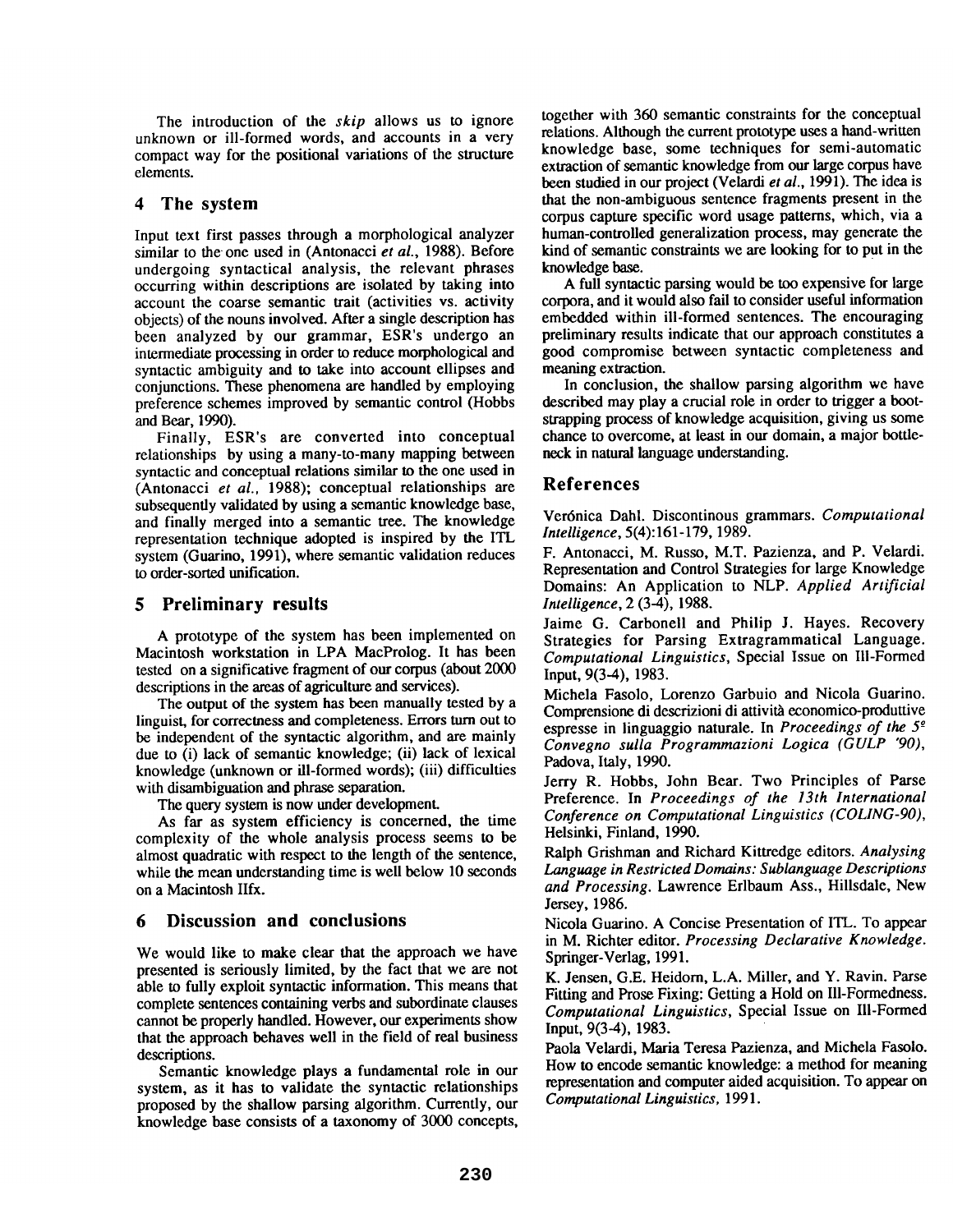The introduction of the *skip* allows us to ignore unknown or ill-formed words, and accounts in a very compact way for the positional variations of the structure elements.

## 4 The system

Input text first passes through a morphological analyzer similar to the one used in (Antonacci *et al.*, 1988). Before undergoing syntactical analysis, the relevant phrases occurring within descriptions are isolated by taking into account the coarse semantic trait (activities vs. activity objects) of the nouns involved. After a single description has been analyzed by our grammar, ESR's undergo an intermediate processing in order to reduce morphological and syntactic ambiguity and to take into account ellipses and conjunctions. These phenomena are handled by employing preference schemes improved by semantic control (Hobbs and Bear, 1990).

Finally, ESR's are converted into conceptual relationships by using a many-to-many mapping between syntactic and conceptual relations similar to the one used in (Antonacci *et al.*, 1988); conceptual relationships are subsequently validated by using a semantic knowledge base, and finally merged into a semantic tree. The knowledge representation technique adopted is inspired by the ITL system (Guarino, 1991), where semantic validation reduces to order-sorted unification.

## 5 Preliminary results

A prototype of the system has been implemented on Macintosh workstation in LPA MacProlog. It has been tested on a significative fragment of our corpus (about 2000 descriptions in the areas of agriculture and services).

The output of the system has been manually tested by a linguist, for correctness and completeness. Errors turn out to be independent of the syntactic algorithm, and are mainly due to (i) lack of semantic knowledge; (ii) lack of lexical knowledge (unknown or ill-formed words); (iii) difficulties with disambiguation and phrase separation.

The query system is now under development.

As far as system efficiency is concerned, the time complexity of the whole analysis process seems to be almost quadratic with respect to the length of the sentence, while the mean understanding time is well below 10 seconds on a Macintosh IIfx.

## 6 Discussion and conclusions

We would like to make clear that the approach we have presented is seriously limited, by the fact that we are not able to fully exploit syntactic information. This means that complete sentences containing verbs and subordinate clauses cannot be properly handled. However, our experiments show that the approach behaves well in the field of real business descriptions.

Semantic knowledge plays a fundamental role in our system, as it has to validate the syntactic relationships proposed by the shallow parsing algorithm. Currently, our knowledge base consists of a taxonomy of 3000 concepts, together with 360 semantic constraints for the conceptual relations. Although the current prototype uses a hand-written knowledge base, some techniques for semi-automatic extraction of semantic knowledge from our large corpus have been studied in our project (Velardi *et al.*, 1991). The idea is that the non-ambiguous sentence fragments present in the corpus capture specific word usage patterns, which, via a human-controlled generalization process, may generate the kind of semantic constraints we are looking for to put in the knowledge base.

A full syntactic parsing would be too expensive for large corpora, and it would also fail to consider useful information embedded within ill-formed sentences. The encouraging preliminary results indicate that our approach constitutes a good compromise between syntactic completeness and meaning extraction.

In conclusion, the shallow parsing algorithm we have described may play a crucial role in order to trigger a boot-strapping process of knowledge acquisition, giving us some chance to overcome, at least in our domain, a major bottle-neck in natural language understanding.

## References

Verónica Dahl. Discontinous grammars. *Computational Intelligence*, 5(4):161-179, 1989.

F. Antonacci, M. Russo, M.T. Pazienza, and P. Velardi. Representation and Control Strategies for large Knowledge Domains: An Application to NLP. *Applied Artificial Intelligence*, 2 (3-4), 1988.

Jaime G. Carbonell and Philip J. Hayes. Recovery Strategies for Parsing Extragrammatical Language. *Computational Linguistics*, Special Issue on Ill-Formed Input, 9(3-4), 1983.

Michela Fasolo, Lorenzo Garbuio and Nicola Guarino. Comprensione di descrizioni di attività economico-produttive espresse in linguaggio naturale. In *Proceedings of the 5º Convegno sulla Programmazioni Logica (GULP '90)*, Padova, Italy, 1990.

Jerry R. Hobbs, John Bear. Two Principles of Parse Preference. In *Proceedings of the 13th International Conference on Computational Linguistics (COLING-90)*, Helsinki, Finland, 1990.

Ralph Grishman and Richard Kittredge editors. *Analysing Language in Restricted Domains: Sublanguage Descriptions and Processing*. Lawrence Erlbaum Ass., Hillsdale, New Jersey, 1986.

Nicola Guarino. A Concise Presentation of ITL. To appear in M. Richter editor. *Processing Declarative Knowledge*. Springer-Verlag, 1991.

K. Jensen, G.E. Heidorn, L.A. Miller, and Y. Ravin. Parse Fitting and Prose Fixing: Getting a Hold on Ill-Formedness. *Computational Linguistics*, Special Issue on Ill-Formed Input, 9(3-4), 1983.

Paola Velardi, Maria Teresa Pazienza, and Michela Fasolo. How to encode semantic knowledge: a method for meaning representation and computer aided acquisition. To appear on *Computational Linguistics*, 1991.